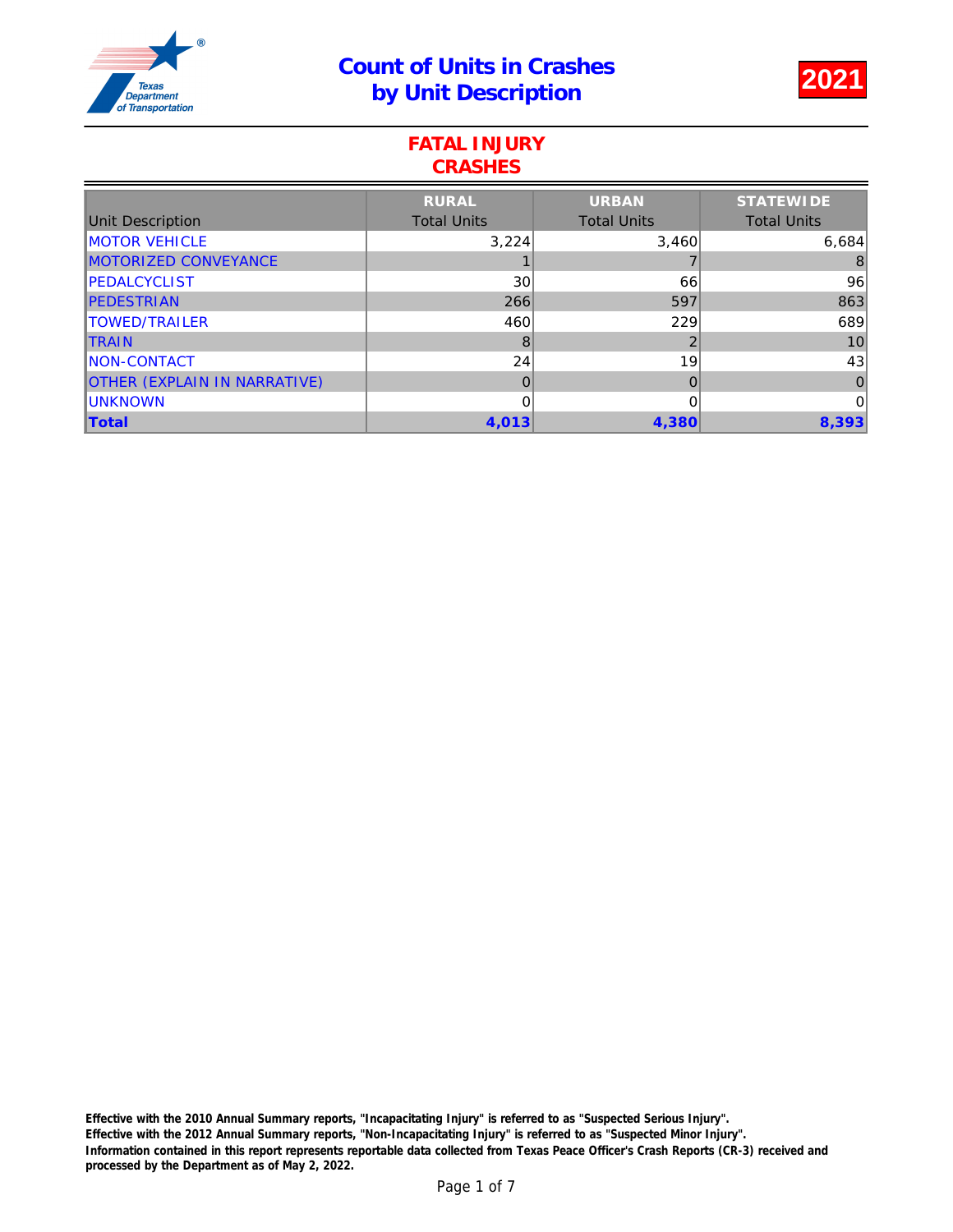# Count of Units in Crashes by Unit Description

**2021**

## FATAL INJURY CRASHES

| Unit Description | RURAL Total Units | URBAN Total Units | STATEWIDE Total Units |
|---|---|---|---|
| MOTOR VEHICLE | 3,224 | 3,460 | 6,684 |
| MOTORIZED CONVEYANCE | 1 | 7 | 8 |
| PEDALCYCLIST | 30 | 66 | 96 |
| PEDESTRIAN | 266 | 597 | 863 |
| TOWED/TRAILER | 460 | 229 | 689 |
| TRAIN | 8 | 2 | 10 |
| NON-CONTACT | 24 | 19 | 43 |
| OTHER (EXPLAIN IN NARRATIVE) | 0 | 0 | 0 |
| UNKNOWN | 0 | 0 | 0 |
| **Total** | **4,013** | **4,380** | **8,393** |

**Effective with the 2010 Annual Summary reports, "Incapacitating Injury" is referred to as "Suspected Serious Injury".**
**Effective with the 2012 Annual Summary reports, "Non-Incapacitating Injury" is referred to as "Suspected Minor Injury".**
**Information contained in this report represents reportable data collected from Texas Peace Officer's Crash Reports (CR-3) received and processed by the Department as of May 2, 2022.**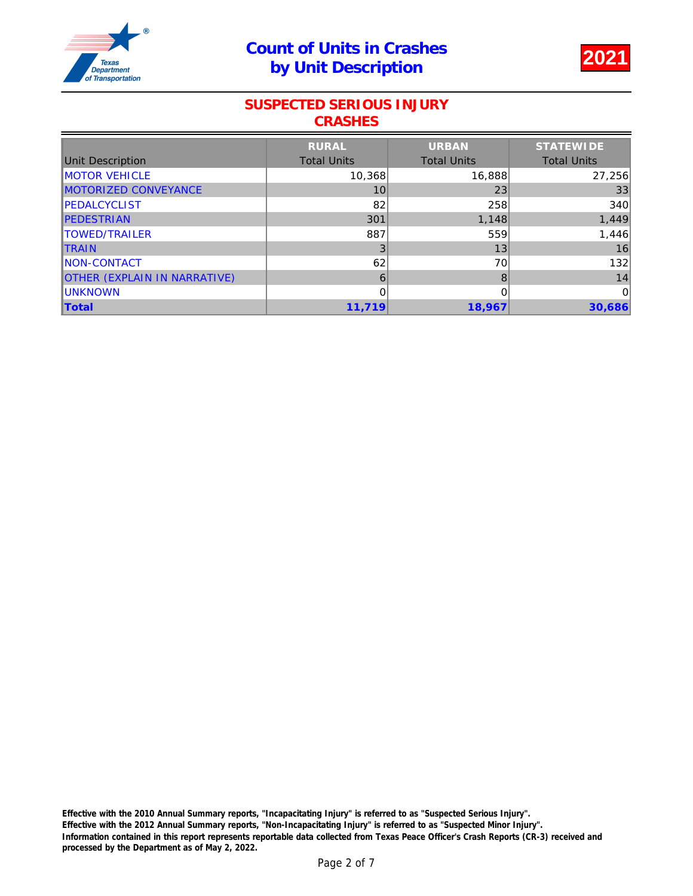# Count of Units in Crashes by Unit Description

**2021**

## SUSPECTED SERIOUS INJURY CRASHES

| Unit Description | RURAL<br>Total Units | URBAN<br>Total Units | STATEWIDE<br>Total Units |
|---|---|---|---|
| MOTOR VEHICLE | 10,368 | 16,888 | 27,256 |
| MOTORIZED CONVEYANCE | 10 | 23 | 33 |
| PEDALCYCLIST | 82 | 258 | 340 |
| PEDESTRIAN | 301 | 1,148 | 1,449 |
| TOWED/TRAILER | 887 | 559 | 1,446 |
| TRAIN | 3 | 13 | 16 |
| NON-CONTACT | 62 | 70 | 132 |
| OTHER (EXPLAIN IN NARRATIVE) | 6 | 8 | 14 |
| UNKNOWN | 0 | 0 | 0 |
| **Total** | **11,719** | **18,967** | **30,686** |

**Effective with the 2010 Annual Summary reports, "Incapacitating Injury" is referred to as "Suspected Serious Injury".**
**Effective with the 2012 Annual Summary reports, "Non-Incapacitating Injury" is referred to as "Suspected Minor Injury".**
**Information contained in this report represents reportable data collected from Texas Peace Officer's Crash Reports (CR-3) received and processed by the Department as of May 2, 2022.**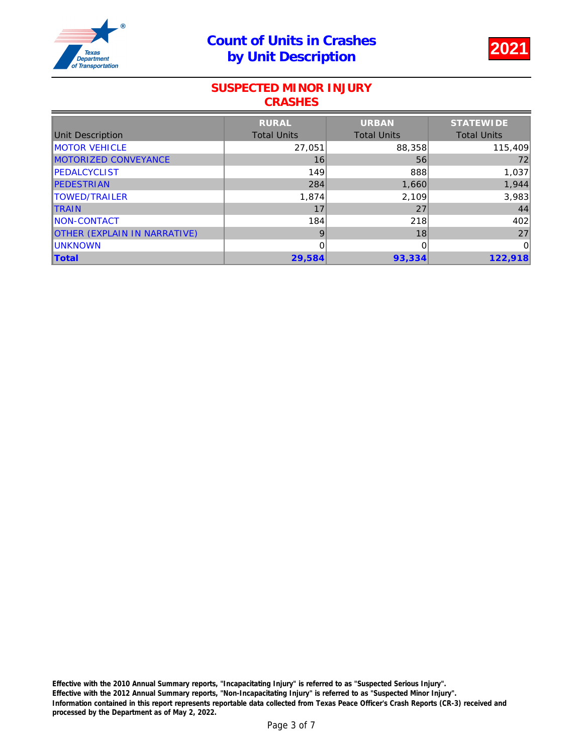# Count of Units in Crashes by Unit Description

**2021**

## SUSPECTED MINOR INJURY CRASHES

| Unit Description | RURAL Total Units | URBAN Total Units | STATEWIDE Total Units |
|---|---|---|---|
| MOTOR VEHICLE | 27,051 | 88,358 | 115,409 |
| MOTORIZED CONVEYANCE | 16 | 56 | 72 |
| PEDALCYCLIST | 149 | 888 | 1,037 |
| PEDESTRIAN | 284 | 1,660 | 1,944 |
| TOWED/TRAILER | 1,874 | 2,109 | 3,983 |
| TRAIN | 17 | 27 | 44 |
| NON-CONTACT | 184 | 218 | 402 |
| OTHER (EXPLAIN IN NARRATIVE) | 9 | 18 | 27 |
| UNKNOWN | 0 | 0 | 0 |
| **Total** | **29,584** | **93,334** | **122,918** |

**Effective with the 2010 Annual Summary reports, "Incapacitating Injury" is referred to as "Suspected Serious Injury".**
**Effective with the 2012 Annual Summary reports, "Non-Incapacitating Injury" is referred to as "Suspected Minor Injury".**
**Information contained in this report represents reportable data collected from Texas Peace Officer's Crash Reports (CR-3) received and processed by the Department as of May 2, 2022.**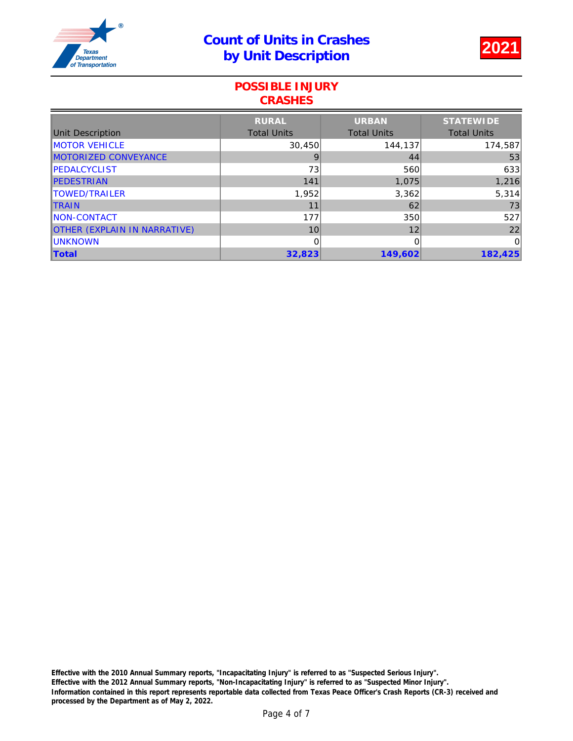# Count of Units in Crashes by Unit Description

**2021**

## POSSIBLE INJURY CRASHES

| Unit Description | RURAL Total Units | URBAN Total Units | STATEWIDE Total Units |
|---|---|---|---|
| MOTOR VEHICLE | 30,450 | 144,137 | 174,587 |
| MOTORIZED CONVEYANCE | 9 | 44 | 53 |
| PEDALCYCLIST | 73 | 560 | 633 |
| PEDESTRIAN | 141 | 1,075 | 1,216 |
| TOWED/TRAILER | 1,952 | 3,362 | 5,314 |
| TRAIN | 11 | 62 | 73 |
| NON-CONTACT | 177 | 350 | 527 |
| OTHER (EXPLAIN IN NARRATIVE) | 10 | 12 | 22 |
| UNKNOWN | 0 | 0 | 0 |
| **Total** | **32,823** | **149,602** | **182,425** |

**Effective with the 2010 Annual Summary reports, "Incapacitating Injury" is referred to as "Suspected Serious Injury".**
**Effective with the 2012 Annual Summary reports, "Non-Incapacitating Injury" is referred to as "Suspected Minor Injury".**
**Information contained in this report represents reportable data collected from Texas Peace Officer's Crash Reports (CR-3) received and processed by the Department as of May 2, 2022.**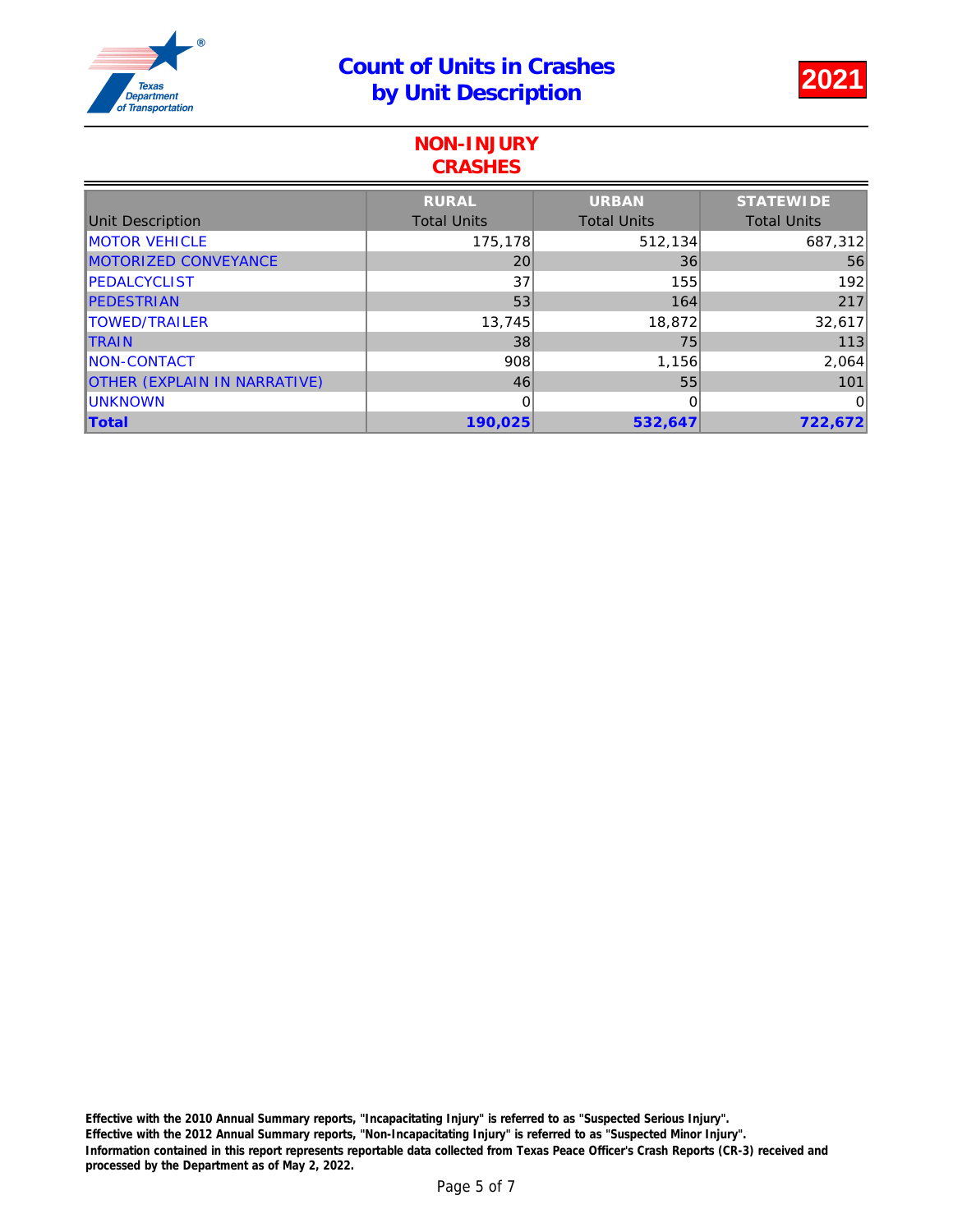# Count of Units in Crashes by Unit Description

**2021**

## NON-INJURY CRASHES

| Unit Description | RURAL Total Units | URBAN Total Units | STATEWIDE Total Units |
|---|---|---|---|
| MOTOR VEHICLE | 175,178 | 512,134 | 687,312 |
| MOTORIZED CONVEYANCE | 20 | 36 | 56 |
| PEDALCYCLIST | 37 | 155 | 192 |
| PEDESTRIAN | 53 | 164 | 217 |
| TOWED/TRAILER | 13,745 | 18,872 | 32,617 |
| TRAIN | 38 | 75 | 113 |
| NON-CONTACT | 908 | 1,156 | 2,064 |
| OTHER (EXPLAIN IN NARRATIVE) | 46 | 55 | 101 |
| UNKNOWN | 0 | 0 | 0 |
| **Total** | **190,025** | **532,647** | **722,672** |

**Effective with the 2010 Annual Summary reports, "Incapacitating Injury" is referred to as "Suspected Serious Injury".**
**Effective with the 2012 Annual Summary reports, "Non-Incapacitating Injury" is referred to as "Suspected Minor Injury".**
**Information contained in this report represents reportable data collected from Texas Peace Officer's Crash Reports (CR-3) received and processed by the Department as of May 2, 2022.**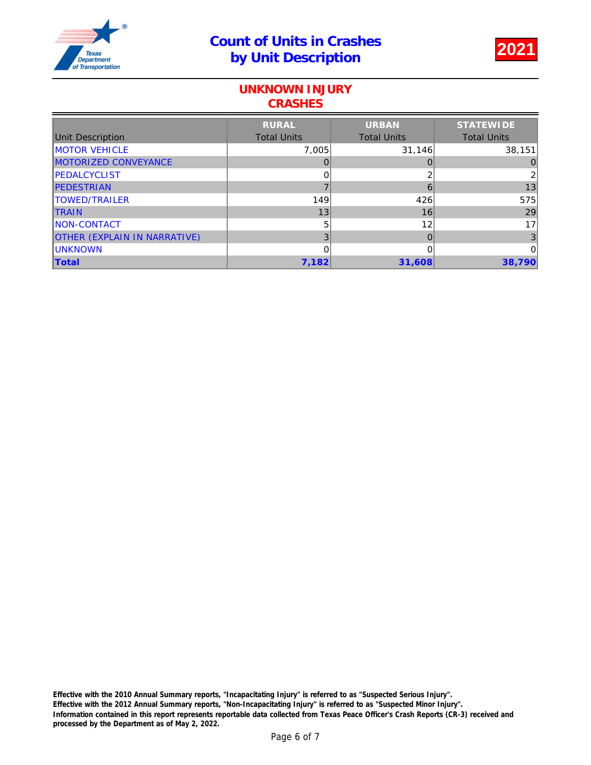# Count of Units in Crashes by Unit Description

**2021**

## UNKNOWN INJURY CRASHES

| Unit Description | RURAL Total Units | URBAN Total Units | STATEWIDE Total Units |
|---|---|---|---|
| MOTOR VEHICLE | 7,005 | 31,146 | 38,151 |
| MOTORIZED CONVEYANCE | 0 | 0 | 0 |
| PEDALCYCLIST | 0 | 2 | 2 |
| PEDESTRIAN | 7 | 6 | 13 |
| TOWED/TRAILER | 149 | 426 | 575 |
| TRAIN | 13 | 16 | 29 |
| NON-CONTACT | 5 | 12 | 17 |
| OTHER (EXPLAIN IN NARRATIVE) | 3 | 0 | 3 |
| UNKNOWN | 0 | 0 | 0 |
| **Total** | **7,182** | **31,608** | **38,790** |

**Effective with the 2010 Annual Summary reports, "Incapacitating Injury" is referred to as "Suspected Serious Injury".**
**Effective with the 2012 Annual Summary reports, "Non-Incapacitating Injury" is referred to as "Suspected Minor Injury".**
**Information contained in this report represents reportable data collected from Texas Peace Officer's Crash Reports (CR-3) received and processed by the Department as of May 2, 2022.**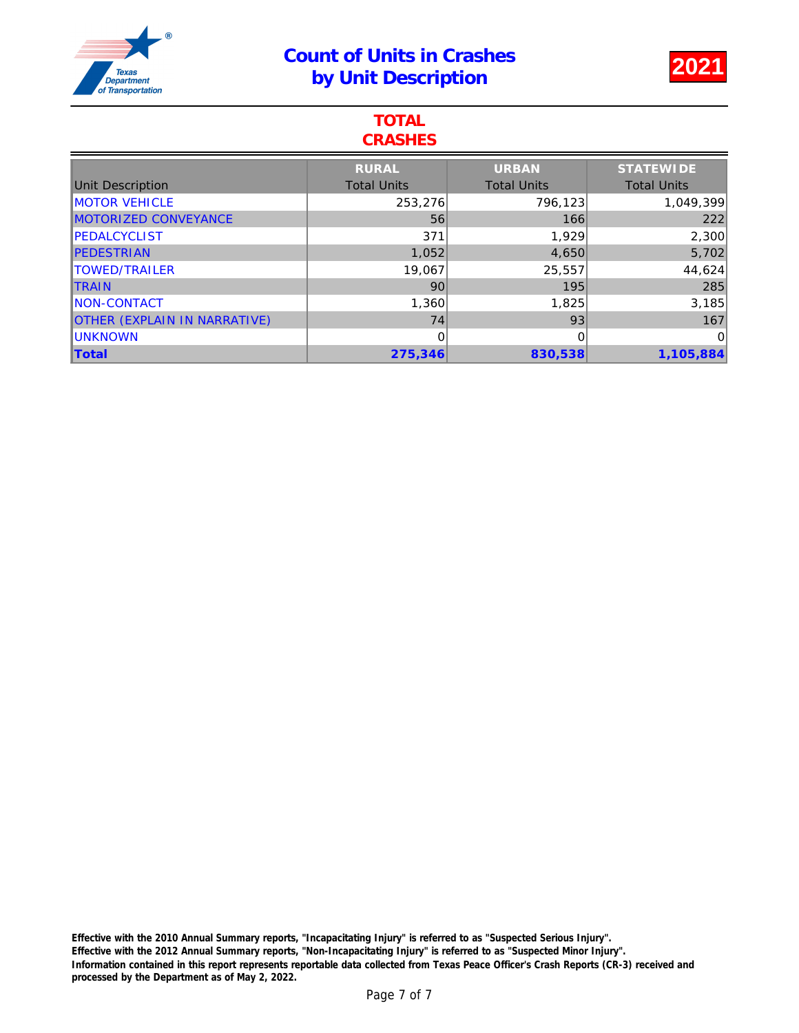# Count of Units in Crashes by Unit Description

**2021**

## TOTAL CRASHES

| Unit Description | RURAL Total Units | URBAN Total Units | STATEWIDE Total Units |
|---|---|---|---|
| MOTOR VEHICLE | 253,276 | 796,123 | 1,049,399 |
| MOTORIZED CONVEYANCE | 56 | 166 | 222 |
| PEDALCYCLIST | 371 | 1,929 | 2,300 |
| PEDESTRIAN | 1,052 | 4,650 | 5,702 |
| TOWED/TRAILER | 19,067 | 25,557 | 44,624 |
| TRAIN | 90 | 195 | 285 |
| NON-CONTACT | 1,360 | 1,825 | 3,185 |
| OTHER (EXPLAIN IN NARRATIVE) | 74 | 93 | 167 |
| UNKNOWN | 0 | 0 | 0 |
| **Total** | **275,346** | **830,538** | **1,105,884** |

**Effective with the 2010 Annual Summary reports, "Incapacitating Injury" is referred to as "Suspected Serious Injury".**
**Effective with the 2012 Annual Summary reports, "Non-Incapacitating Injury" is referred to as "Suspected Minor Injury".**
**Information contained in this report represents reportable data collected from Texas Peace Officer's Crash Reports (CR-3) received and processed by the Department as of May 2, 2022.**